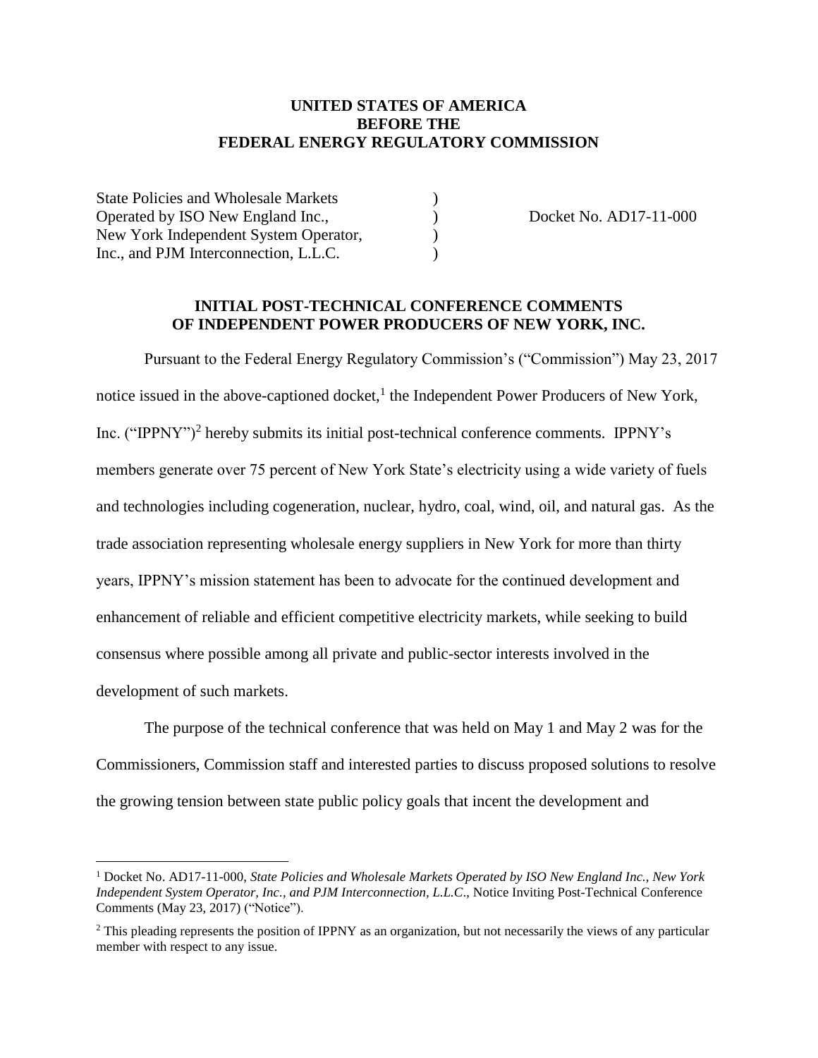**UNITED STATES OF AMERICA**
**BEFORE THE**
**FEDERAL ENERGY REGULATORY COMMISSION**

| | | |
|---|---|---|
| State Policies and Wholesale Markets | ) | |
| Operated by ISO New England Inc., | ) | Docket No. AD17-11-000 |
| New York Independent System Operator, | ) | |
| Inc., and PJM Interconnection, L.L.C. | ) | |

**INITIAL POST-TECHNICAL CONFERENCE COMMENTS OF INDEPENDENT POWER PRODUCERS OF NEW YORK, INC.**

Pursuant to the Federal Energy Regulatory Commission's ("Commission") May 23, 2017 notice issued in the above-captioned docket,[1] the Independent Power Producers of New York, Inc. ("IPPNY")[2] hereby submits its initial post-technical conference comments. IPPNY's members generate over 75 percent of New York State's electricity using a wide variety of fuels and technologies including cogeneration, nuclear, hydro, coal, wind, oil, and natural gas. As the trade association representing wholesale energy suppliers in New York for more than thirty years, IPPNY's mission statement has been to advocate for the continued development and enhancement of reliable and efficient competitive electricity markets, while seeking to build consensus where possible among all private and public-sector interests involved in the development of such markets.

The purpose of the technical conference that was held on May 1 and May 2 was for the Commissioners, Commission staff and interested parties to discuss proposed solutions to resolve the growing tension between state public policy goals that incent the development and

---

[1] Docket No. AD17-11-000, *State Policies and Wholesale Markets Operated by ISO New England Inc., New York Independent System Operator, Inc., and PJM Interconnection, L.L.C*., Notice Inviting Post-Technical Conference Comments (May 23, 2017) ("Notice").

[2] This pleading represents the position of IPPNY as an organization, but not necessarily the views of any particular member with respect to any issue.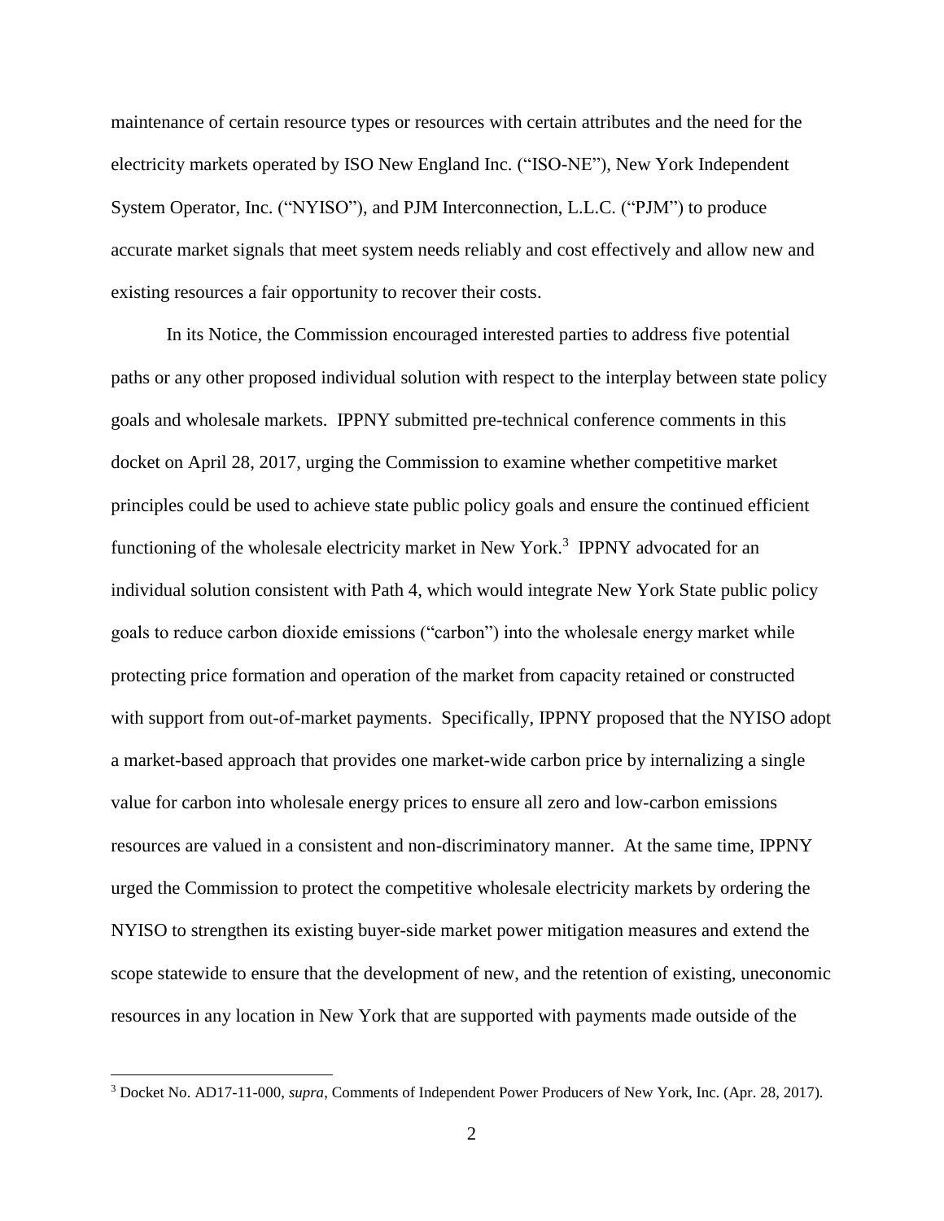maintenance of certain resource types or resources with certain attributes and the need for the electricity markets operated by ISO New England Inc. ("ISO-NE"), New York Independent System Operator, Inc. ("NYISO"), and PJM Interconnection, L.L.C. ("PJM") to produce accurate market signals that meet system needs reliably and cost effectively and allow new and existing resources a fair opportunity to recover their costs.

In its Notice, the Commission encouraged interested parties to address five potential paths or any other proposed individual solution with respect to the interplay between state policy goals and wholesale markets. IPPNY submitted pre-technical conference comments in this docket on April 28, 2017, urging the Commission to examine whether competitive market principles could be used to achieve state public policy goals and ensure the continued efficient functioning of the wholesale electricity market in New York.[3] IPPNY advocated for an individual solution consistent with Path 4, which would integrate New York State public policy goals to reduce carbon dioxide emissions ("carbon") into the wholesale energy market while protecting price formation and operation of the market from capacity retained or constructed with support from out-of-market payments. Specifically, IPPNY proposed that the NYISO adopt a market-based approach that provides one market-wide carbon price by internalizing a single value for carbon into wholesale energy prices to ensure all zero and low-carbon emissions resources are valued in a consistent and non-discriminatory manner. At the same time, IPPNY urged the Commission to protect the competitive wholesale electricity markets by ordering the NYISO to strengthen its existing buyer-side market power mitigation measures and extend the scope statewide to ensure that the development of new, and the retention of existing, uneconomic resources in any location in New York that are supported with payments made outside of the

[3] Docket No. AD17-11-000, *supra*, Comments of Independent Power Producers of New York, Inc. (Apr. 28, 2017).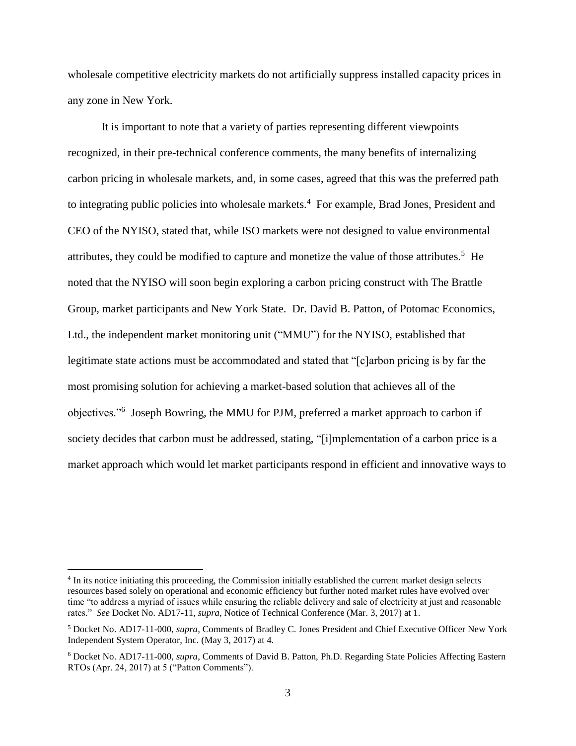wholesale competitive electricity markets do not artificially suppress installed capacity prices in any zone in New York.

It is important to note that a variety of parties representing different viewpoints recognized, in their pre-technical conference comments, the many benefits of internalizing carbon pricing in wholesale markets, and, in some cases, agreed that this was the preferred path to integrating public policies into wholesale markets.[4] For example, Brad Jones, President and CEO of the NYISO, stated that, while ISO markets were not designed to value environmental attributes, they could be modified to capture and monetize the value of those attributes.[5] He noted that the NYISO will soon begin exploring a carbon pricing construct with The Brattle Group, market participants and New York State. Dr. David B. Patton, of Potomac Economics, Ltd., the independent market monitoring unit ("MMU") for the NYISO, established that legitimate state actions must be accommodated and stated that "[c]arbon pricing is by far the most promising solution for achieving a market-based solution that achieves all of the objectives."[6] Joseph Bowring, the MMU for PJM, preferred a market approach to carbon if society decides that carbon must be addressed, stating, "[i]mplementation of a carbon price is a market approach which would let market participants respond in efficient and innovative ways to

---

[4] In its notice initiating this proceeding, the Commission initially established the current market design selects resources based solely on operational and economic efficiency but further noted market rules have evolved over time "to address a myriad of issues while ensuring the reliable delivery and sale of electricity at just and reasonable rates." *See* Docket No. AD17-11, *supra*, Notice of Technical Conference (Mar. 3, 2017) at 1.

[5] Docket No. AD17-11-000, *supra*, Comments of Bradley C. Jones President and Chief Executive Officer New York Independent System Operator, Inc. (May 3, 2017) at 4.

[6] Docket No. AD17-11-000, *supra*, Comments of David B. Patton, Ph.D. Regarding State Policies Affecting Eastern RTOs (Apr. 24, 2017) at 5 ("Patton Comments").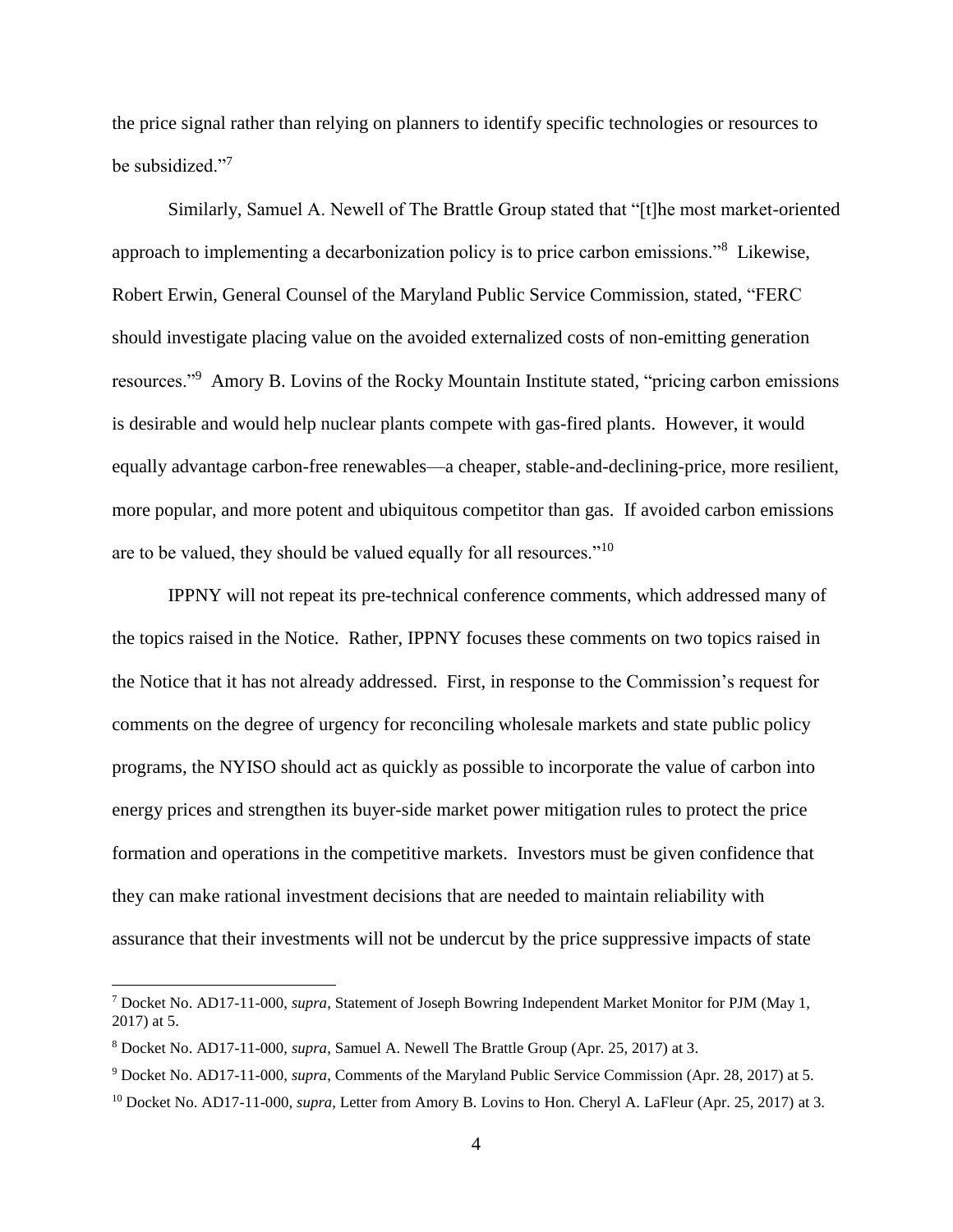the price signal rather than relying on planners to identify specific technologies or resources to be subsidized."[7]

Similarly, Samuel A. Newell of The Brattle Group stated that "[t]he most market-oriented approach to implementing a decarbonization policy is to price carbon emissions."[8] Likewise, Robert Erwin, General Counsel of the Maryland Public Service Commission, stated, "FERC should investigate placing value on the avoided externalized costs of non-emitting generation resources."[9] Amory B. Lovins of the Rocky Mountain Institute stated, "pricing carbon emissions is desirable and would help nuclear plants compete with gas-fired plants. However, it would equally advantage carbon-free renewables—a cheaper, stable-and-declining-price, more resilient, more popular, and more potent and ubiquitous competitor than gas. If avoided carbon emissions are to be valued, they should be valued equally for all resources."[10]

IPPNY will not repeat its pre-technical conference comments, which addressed many of the topics raised in the Notice. Rather, IPPNY focuses these comments on two topics raised in the Notice that it has not already addressed. First, in response to the Commission's request for comments on the degree of urgency for reconciling wholesale markets and state public policy programs, the NYISO should act as quickly as possible to incorporate the value of carbon into energy prices and strengthen its buyer-side market power mitigation rules to protect the price formation and operations in the competitive markets. Investors must be given confidence that they can make rational investment decisions that are needed to maintain reliability with assurance that their investments will not be undercut by the price suppressive impacts of state

---

[7] Docket No. AD17-11-000, *supra*, Statement of Joseph Bowring Independent Market Monitor for PJM (May 1, 2017) at 5.

[8] Docket No. AD17-11-000, *supra*, Samuel A. Newell The Brattle Group (Apr. 25, 2017) at 3.

[9] Docket No. AD17-11-000, *supra*, Comments of the Maryland Public Service Commission (Apr. 28, 2017) at 5.

[10] Docket No. AD17-11-000, *supra*, Letter from Amory B. Lovins to Hon. Cheryl A. LaFleur (Apr. 25, 2017) at 3.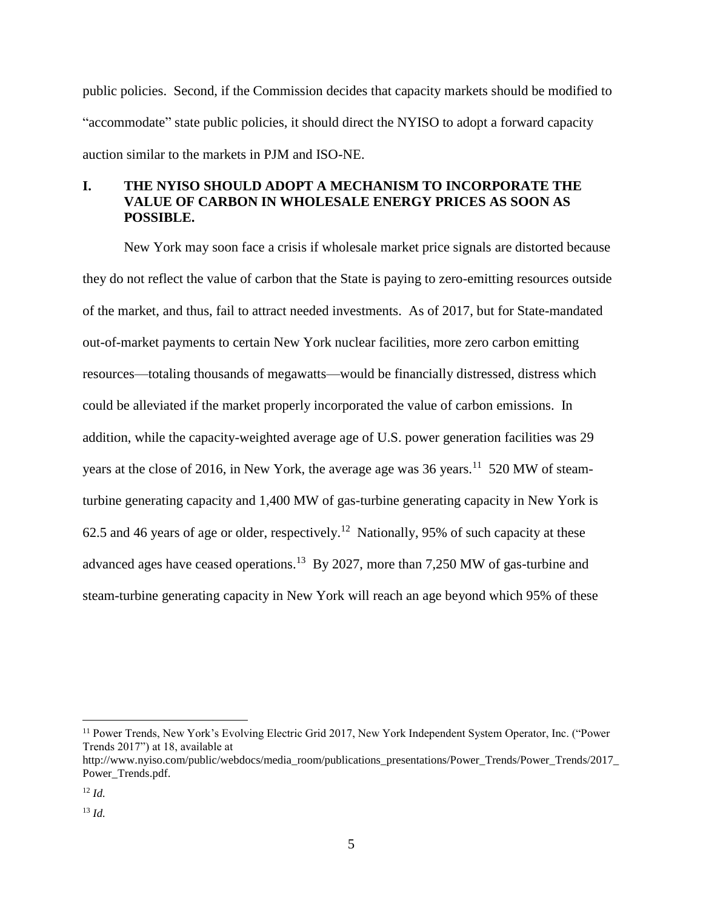public policies. Second, if the Commission decides that capacity markets should be modified to "accommodate" state public policies, it should direct the NYISO to adopt a forward capacity auction similar to the markets in PJM and ISO-NE.

## I. THE NYISO SHOULD ADOPT A MECHANISM TO INCORPORATE THE VALUE OF CARBON IN WHOLESALE ENERGY PRICES AS SOON AS POSSIBLE.

New York may soon face a crisis if wholesale market price signals are distorted because they do not reflect the value of carbon that the State is paying to zero-emitting resources outside of the market, and thus, fail to attract needed investments. As of 2017, but for State-mandated out-of-market payments to certain New York nuclear facilities, more zero carbon emitting resources—totaling thousands of megawatts—would be financially distressed, distress which could be alleviated if the market properly incorporated the value of carbon emissions. In addition, while the capacity-weighted average age of U.S. power generation facilities was 29 years at the close of 2016, in New York, the average age was 36 years.[11] 520 MW of steam-turbine generating capacity and 1,400 MW of gas-turbine generating capacity in New York is 62.5 and 46 years of age or older, respectively.[12] Nationally, 95% of such capacity at these advanced ages have ceased operations.[13] By 2027, more than 7,250 MW of gas-turbine and steam-turbine generating capacity in New York will reach an age beyond which 95% of these

---

[11] Power Trends, New York's Evolving Electric Grid 2017, New York Independent System Operator, Inc. ("Power Trends 2017") at 18, available at http://www.nyiso.com/public/webdocs/media_room/publications_presentations/Power_Trends/Power_Trends/2017_Power_Trends.pdf.

[12] *Id.*

[13] *Id.*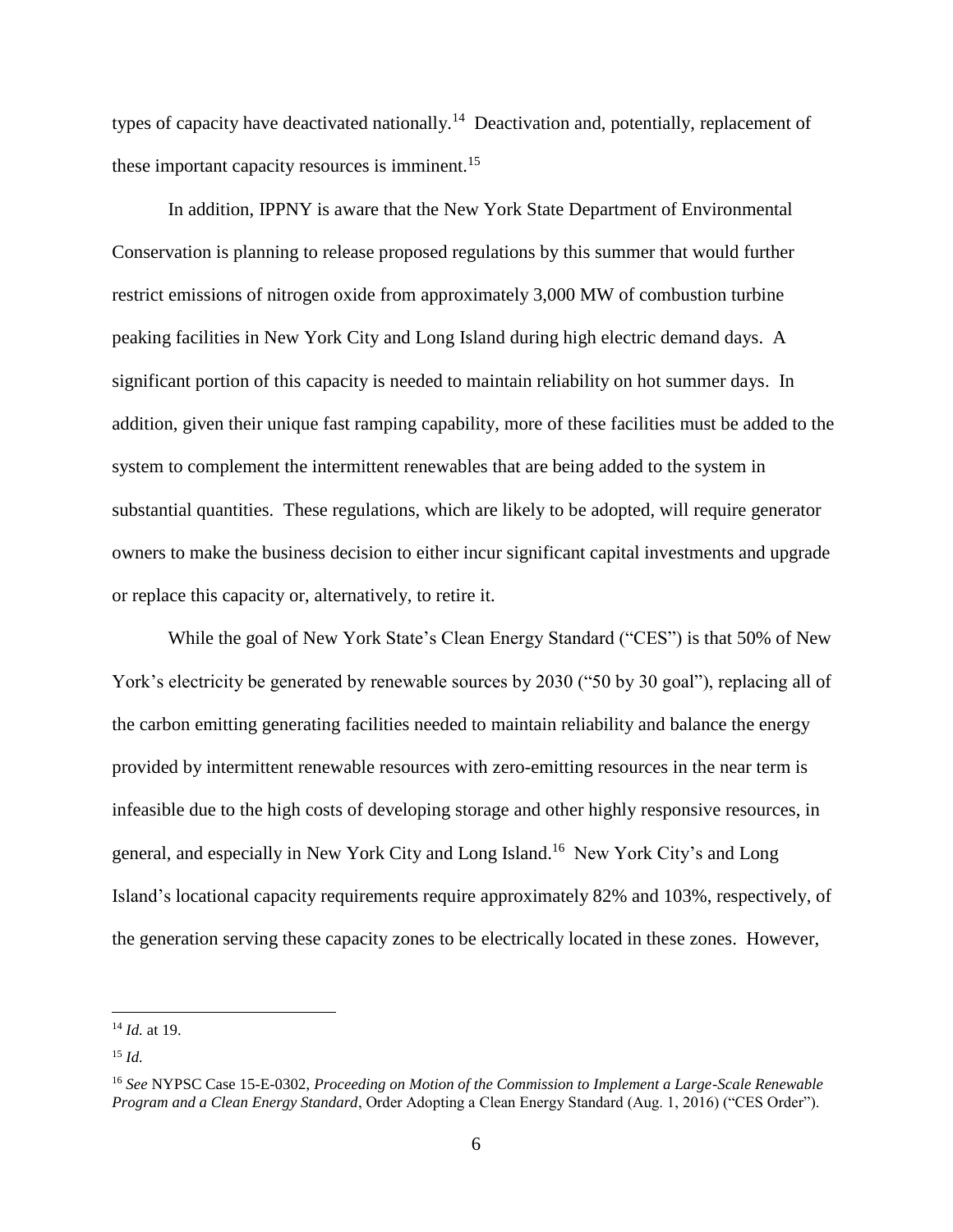types of capacity have deactivated nationally.[14] Deactivation and, potentially, replacement of these important capacity resources is imminent.[15]

In addition, IPPNY is aware that the New York State Department of Environmental Conservation is planning to release proposed regulations by this summer that would further restrict emissions of nitrogen oxide from approximately 3,000 MW of combustion turbine peaking facilities in New York City and Long Island during high electric demand days. A significant portion of this capacity is needed to maintain reliability on hot summer days. In addition, given their unique fast ramping capability, more of these facilities must be added to the system to complement the intermittent renewables that are being added to the system in substantial quantities. These regulations, which are likely to be adopted, will require generator owners to make the business decision to either incur significant capital investments and upgrade or replace this capacity or, alternatively, to retire it.

While the goal of New York State's Clean Energy Standard ("CES") is that 50% of New York's electricity be generated by renewable sources by 2030 ("50 by 30 goal"), replacing all of the carbon emitting generating facilities needed to maintain reliability and balance the energy provided by intermittent renewable resources with zero-emitting resources in the near term is infeasible due to the high costs of developing storage and other highly responsive resources, in general, and especially in New York City and Long Island.[16] New York City's and Long Island's locational capacity requirements require approximately 82% and 103%, respectively, of the generation serving these capacity zones to be electrically located in these zones. However,

---

[14] *Id.* at 19.

[15] *Id.*

[16] *See* NYPSC Case 15-E-0302, *Proceeding on Motion of the Commission to Implement a Large-Scale Renewable Program and a Clean Energy Standard*, Order Adopting a Clean Energy Standard (Aug. 1, 2016) ("CES Order").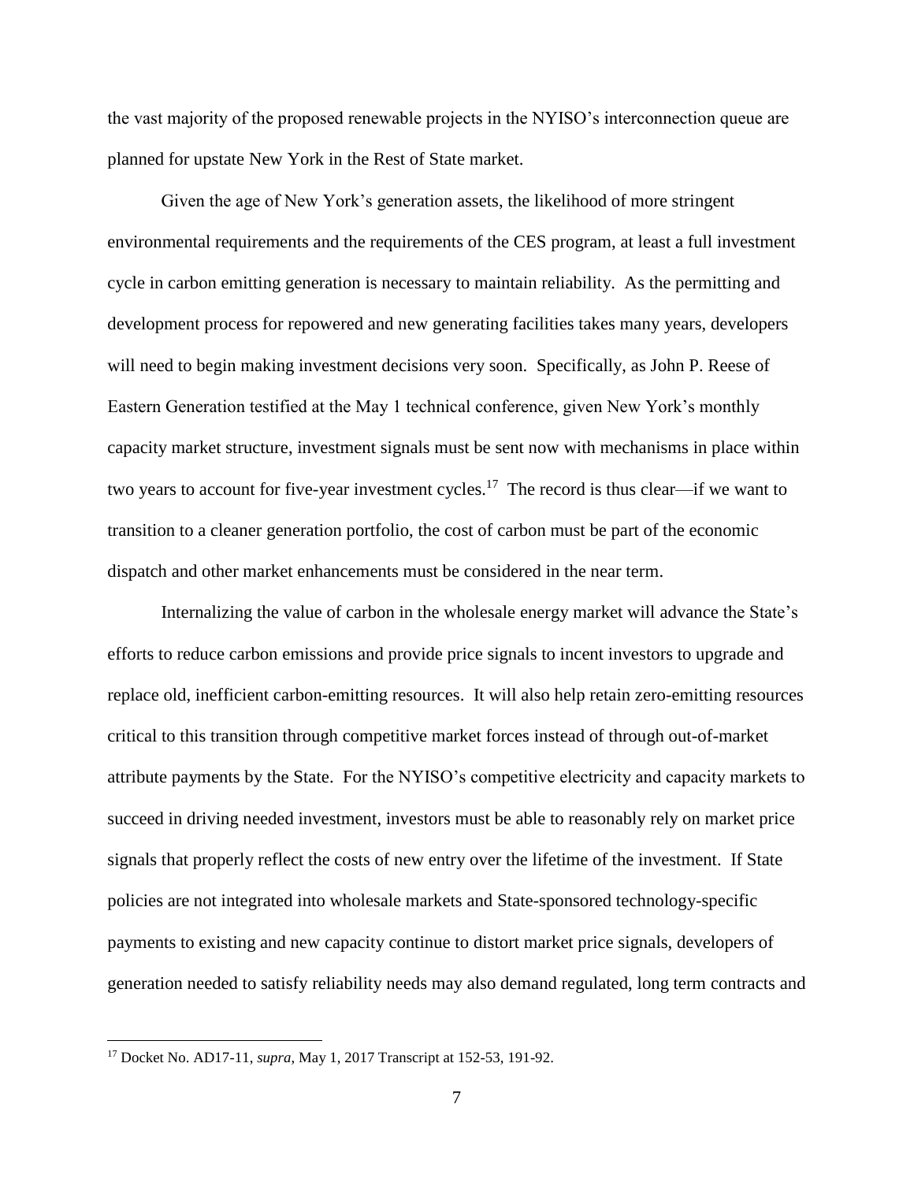the vast majority of the proposed renewable projects in the NYISO's interconnection queue are planned for upstate New York in the Rest of State market.

Given the age of New York's generation assets, the likelihood of more stringent environmental requirements and the requirements of the CES program, at least a full investment cycle in carbon emitting generation is necessary to maintain reliability. As the permitting and development process for repowered and new generating facilities takes many years, developers will need to begin making investment decisions very soon. Specifically, as John P. Reese of Eastern Generation testified at the May 1 technical conference, given New York's monthly capacity market structure, investment signals must be sent now with mechanisms in place within two years to account for five-year investment cycles.[17] The record is thus clear—if we want to transition to a cleaner generation portfolio, the cost of carbon must be part of the economic dispatch and other market enhancements must be considered in the near term.

Internalizing the value of carbon in the wholesale energy market will advance the State's efforts to reduce carbon emissions and provide price signals to incent investors to upgrade and replace old, inefficient carbon-emitting resources. It will also help retain zero-emitting resources critical to this transition through competitive market forces instead of through out-of-market attribute payments by the State. For the NYISO's competitive electricity and capacity markets to succeed in driving needed investment, investors must be able to reasonably rely on market price signals that properly reflect the costs of new entry over the lifetime of the investment. If State policies are not integrated into wholesale markets and State-sponsored technology-specific payments to existing and new capacity continue to distort market price signals, developers of generation needed to satisfy reliability needs may also demand regulated, long term contracts and

---

[17] Docket No. AD17-11, *supra*, May 1, 2017 Transcript at 152-53, 191-92.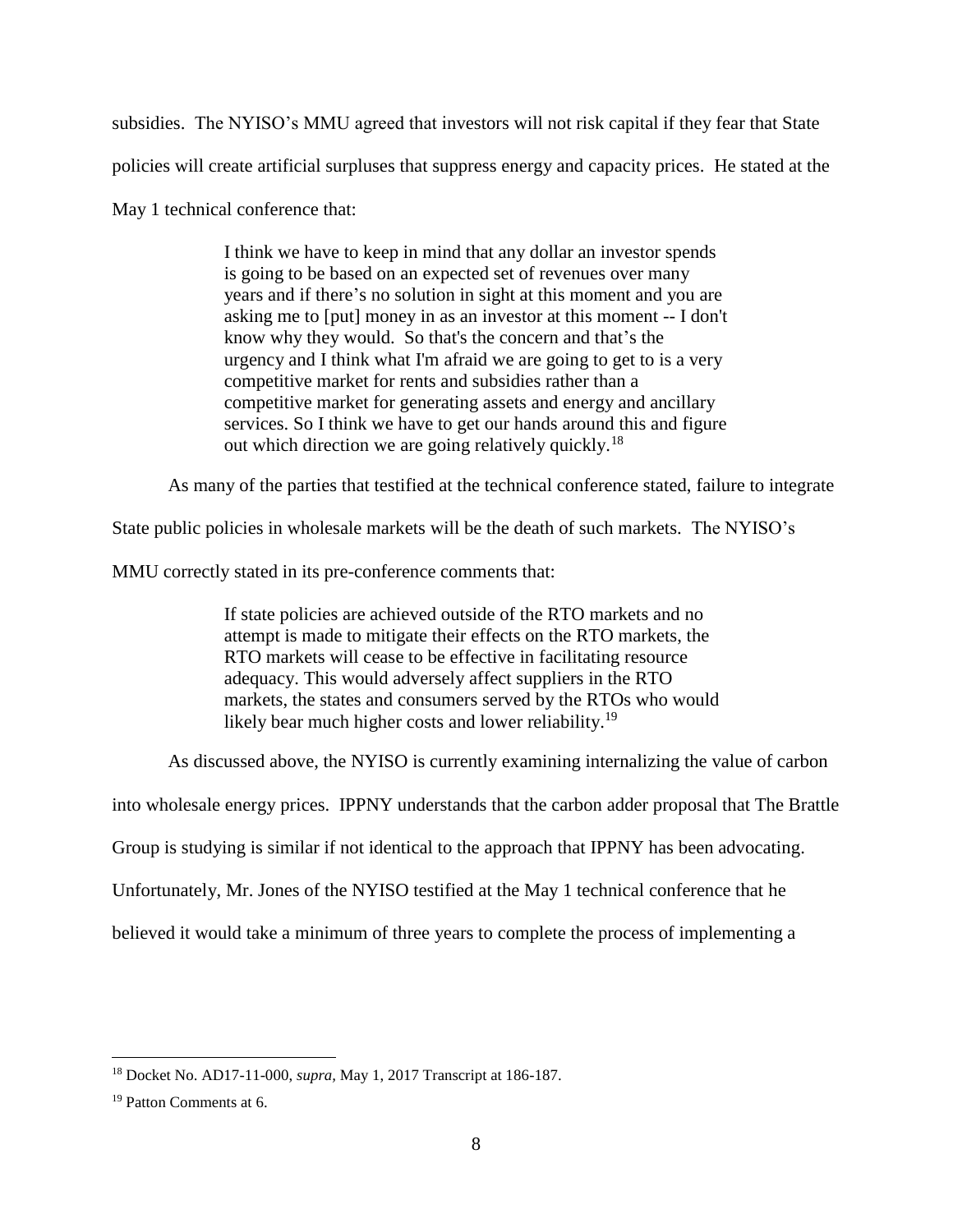subsidies. The NYISO's MMU agreed that investors will not risk capital if they fear that State policies will create artificial surpluses that suppress energy and capacity prices. He stated at the May 1 technical conference that:

> I think we have to keep in mind that any dollar an investor spends is going to be based on an expected set of revenues over many years and if there's no solution in sight at this moment and you are asking me to [put] money in as an investor at this moment -- I don't know why they would. So that's the concern and that's the urgency and I think what I'm afraid we are going to get to is a very competitive market for rents and subsidies rather than a competitive market for generating assets and energy and ancillary services. So I think we have to get our hands around this and figure out which direction we are going relatively quickly.[18]

As many of the parties that testified at the technical conference stated, failure to integrate State public policies in wholesale markets will be the death of such markets. The NYISO's MMU correctly stated in its pre-conference comments that:

> If state policies are achieved outside of the RTO markets and no attempt is made to mitigate their effects on the RTO markets, the RTO markets will cease to be effective in facilitating resource adequacy. This would adversely affect suppliers in the RTO markets, the states and consumers served by the RTOs who would likely bear much higher costs and lower reliability.[19]

As discussed above, the NYISO is currently examining internalizing the value of carbon into wholesale energy prices. IPPNY understands that the carbon adder proposal that The Brattle Group is studying is similar if not identical to the approach that IPPNY has been advocating. Unfortunately, Mr. Jones of the NYISO testified at the May 1 technical conference that he believed it would take a minimum of three years to complete the process of implementing a

---

[18] Docket No. AD17-11-000, *supra*, May 1, 2017 Transcript at 186-187.

[19] Patton Comments at 6.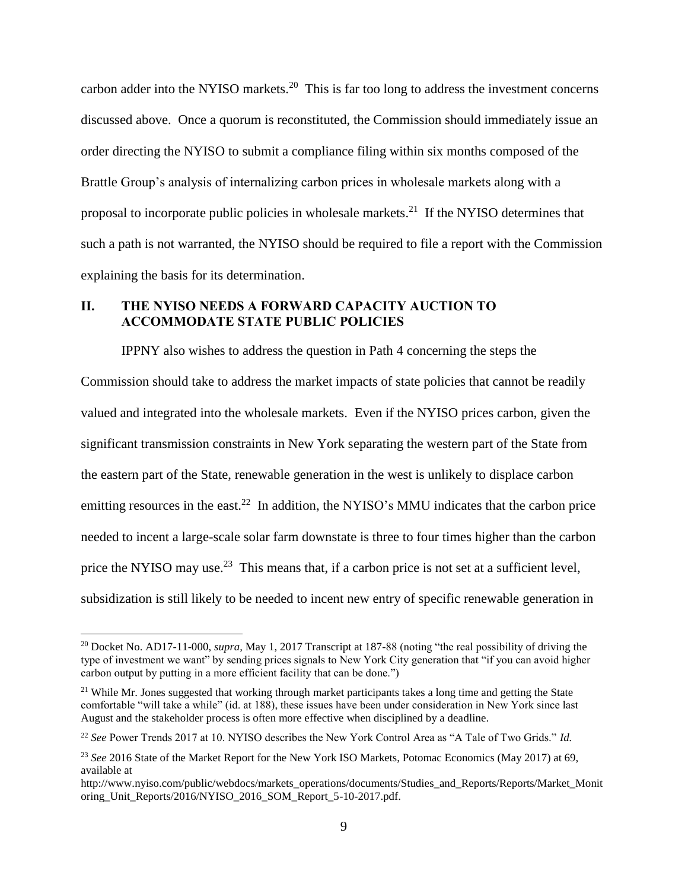carbon adder into the NYISO markets.[20] This is far too long to address the investment concerns discussed above. Once a quorum is reconstituted, the Commission should immediately issue an order directing the NYISO to submit a compliance filing within six months composed of the Brattle Group's analysis of internalizing carbon prices in wholesale markets along with a proposal to incorporate public policies in wholesale markets.[21] If the NYISO determines that such a path is not warranted, the NYISO should be required to file a report with the Commission explaining the basis for its determination.

## II. THE NYISO NEEDS A FORWARD CAPACITY AUCTION TO ACCOMMODATE STATE PUBLIC POLICIES

IPPNY also wishes to address the question in Path 4 concerning the steps the Commission should take to address the market impacts of state policies that cannot be readily valued and integrated into the wholesale markets. Even if the NYISO prices carbon, given the significant transmission constraints in New York separating the western part of the State from the eastern part of the State, renewable generation in the west is unlikely to displace carbon emitting resources in the east.[22] In addition, the NYISO's MMU indicates that the carbon price needed to incent a large-scale solar farm downstate is three to four times higher than the carbon price the NYISO may use.[23] This means that, if a carbon price is not set at a sufficient level, subsidization is still likely to be needed to incent new entry of specific renewable generation in

---

[20] Docket No. AD17-11-000, *supra,* May 1, 2017 Transcript at 187-88 (noting "the real possibility of driving the type of investment we want" by sending prices signals to New York City generation that "if you can avoid higher carbon output by putting in a more efficient facility that can be done.")

[21] While Mr. Jones suggested that working through market participants takes a long time and getting the State comfortable "will take a while" (id. at 188), these issues have been under consideration in New York since last August and the stakeholder process is often more effective when disciplined by a deadline.

[22] *See* Power Trends 2017 at 10. NYISO describes the New York Control Area as "A Tale of Two Grids." *Id.*

[23] *See* 2016 State of the Market Report for the New York ISO Markets, Potomac Economics (May 2017) at 69, available at http://www.nyiso.com/public/webdocs/markets_operations/documents/Studies_and_Reports/Reports/Market_Monitoring_Unit_Reports/2016/NYISO_2016_SOM_Report_5-10-2017.pdf.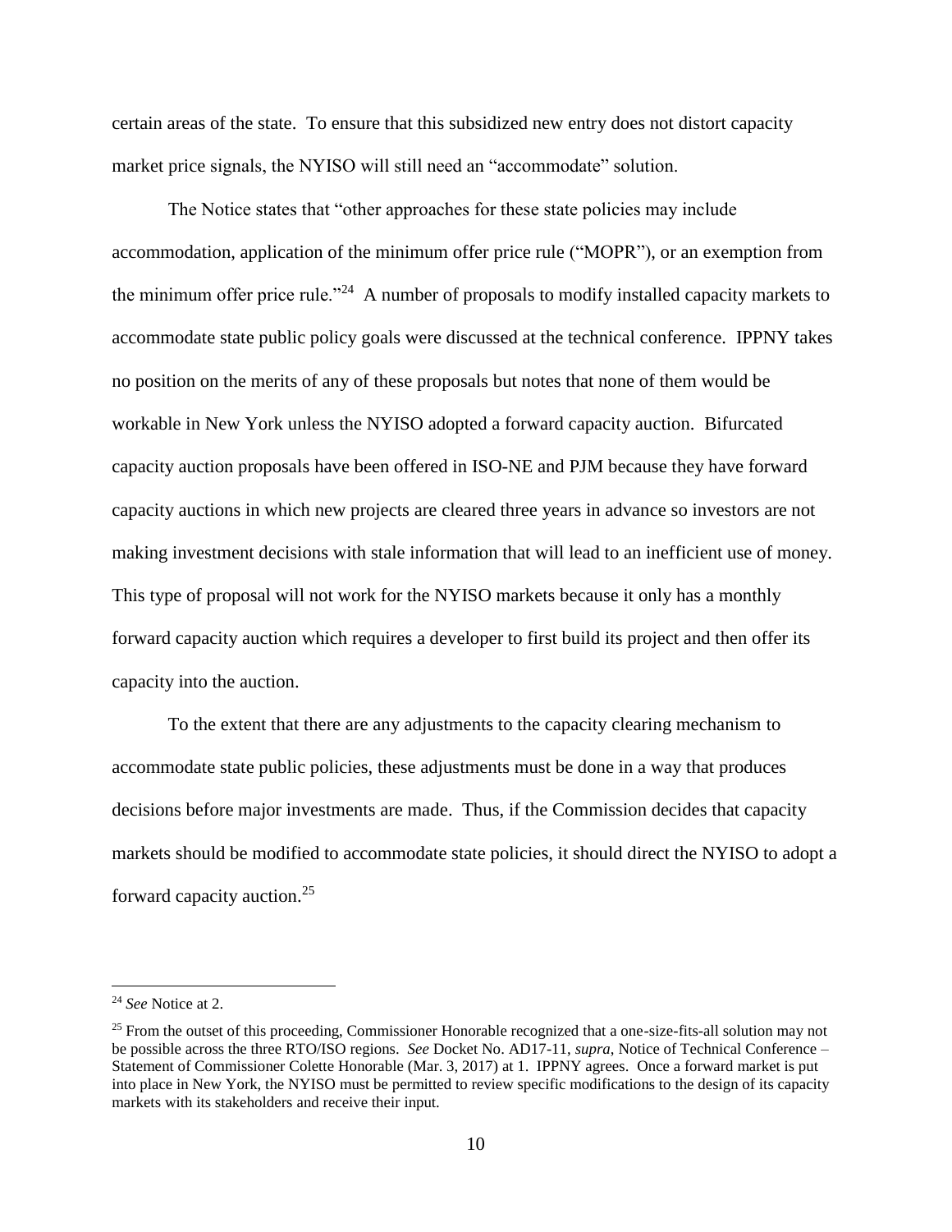certain areas of the state. To ensure that this subsidized new entry does not distort capacity market price signals, the NYISO will still need an "accommodate" solution.

The Notice states that "other approaches for these state policies may include accommodation, application of the minimum offer price rule ("MOPR"), or an exemption from the minimum offer price rule."[24] A number of proposals to modify installed capacity markets to accommodate state public policy goals were discussed at the technical conference. IPPNY takes no position on the merits of any of these proposals but notes that none of them would be workable in New York unless the NYISO adopted a forward capacity auction. Bifurcated capacity auction proposals have been offered in ISO-NE and PJM because they have forward capacity auctions in which new projects are cleared three years in advance so investors are not making investment decisions with stale information that will lead to an inefficient use of money. This type of proposal will not work for the NYISO markets because it only has a monthly forward capacity auction which requires a developer to first build its project and then offer its capacity into the auction.

To the extent that there are any adjustments to the capacity clearing mechanism to accommodate state public policies, these adjustments must be done in a way that produces decisions before major investments are made. Thus, if the Commission decides that capacity markets should be modified to accommodate state policies, it should direct the NYISO to adopt a forward capacity auction.[25]

---

[24] *See* Notice at 2.

[25] From the outset of this proceeding, Commissioner Honorable recognized that a one-size-fits-all solution may not be possible across the three RTO/ISO regions. *See* Docket No. AD17-11, *supra*, Notice of Technical Conference – Statement of Commissioner Colette Honorable (Mar. 3, 2017) at 1. IPPNY agrees. Once a forward market is put into place in New York, the NYISO must be permitted to review specific modifications to the design of its capacity markets with its stakeholders and receive their input.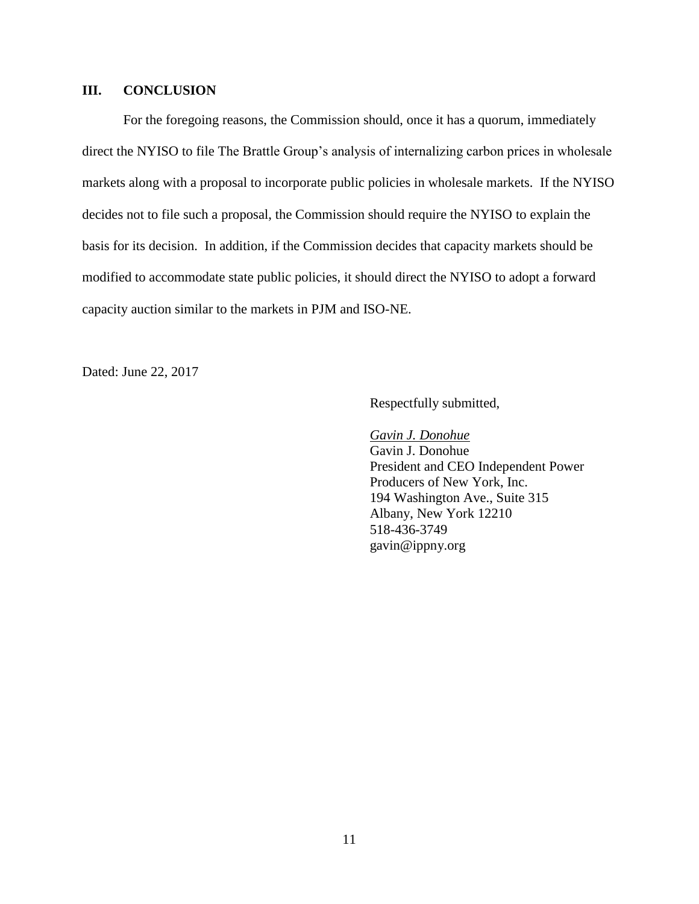## III. CONCLUSION

For the foregoing reasons, the Commission should, once it has a quorum, immediately direct the NYISO to file The Brattle Group's analysis of internalizing carbon prices in wholesale markets along with a proposal to incorporate public policies in wholesale markets. If the NYISO decides not to file such a proposal, the Commission should require the NYISO to explain the basis for its decision. In addition, if the Commission decides that capacity markets should be modified to accommodate state public policies, it should direct the NYISO to adopt a forward capacity auction similar to the markets in PJM and ISO-NE.

Dated: June 22, 2017

Respectfully submitted,

*Gavin J. Donohue*
Gavin J. Donohue
President and CEO Independent Power Producers of New York, Inc.
194 Washington Ave., Suite 315
Albany, New York 12210
518-436-3749
gavin@ippny.org